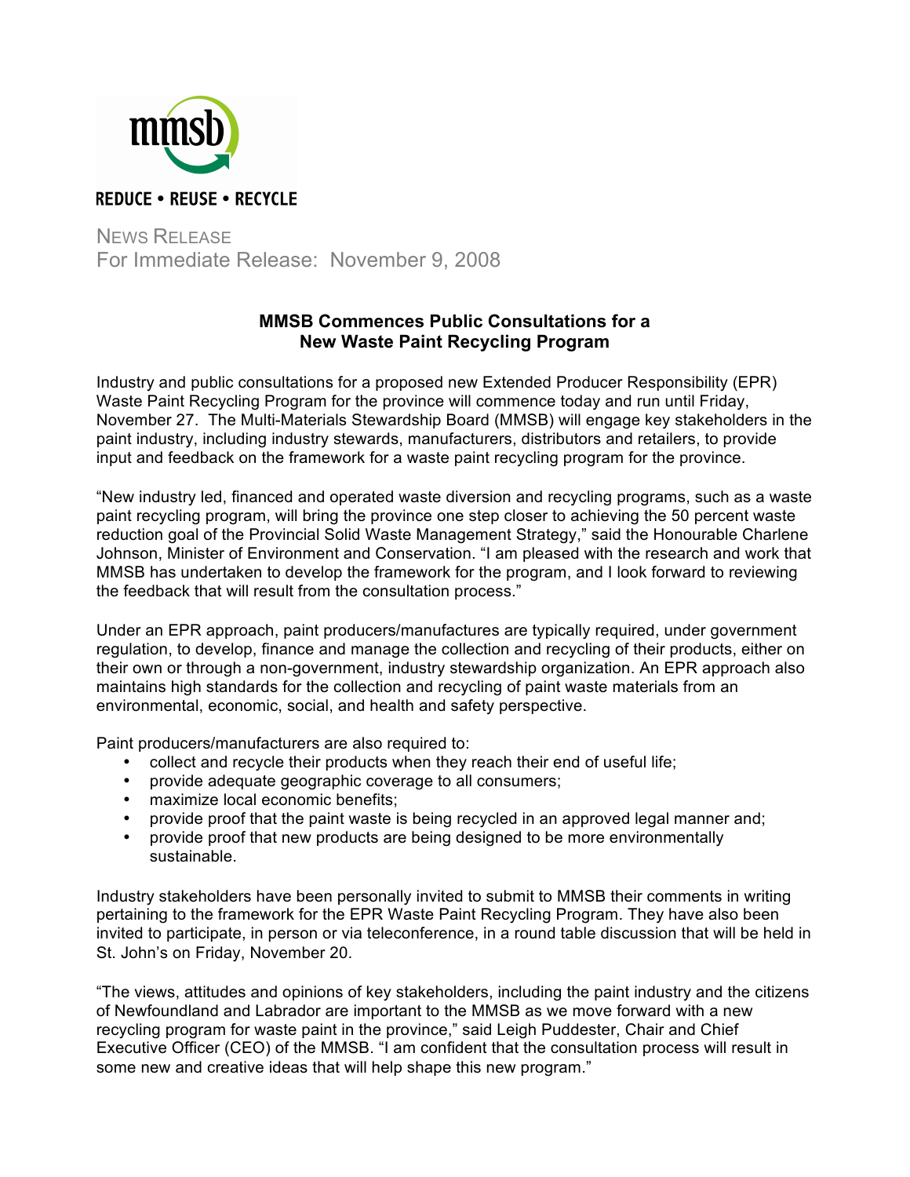mmsb

REDUCE • REUSE • RECYCLE

NEWS RELEASE
For Immediate Release: November 9, 2008

## MMSB Commences Public Consultations for a New Waste Paint Recycling Program

Industry and public consultations for a proposed new Extended Producer Responsibility (EPR) Waste Paint Recycling Program for the province will commence today and run until Friday, November 27. The Multi-Materials Stewardship Board (MMSB) will engage key stakeholders in the paint industry, including industry stewards, manufacturers, distributors and retailers, to provide input and feedback on the framework for a waste paint recycling program for the province.

"New industry led, financed and operated waste diversion and recycling programs, such as a waste paint recycling program, will bring the province one step closer to achieving the 50 percent waste reduction goal of the Provincial Solid Waste Management Strategy," said the Honourable Charlene Johnson, Minister of Environment and Conservation. "I am pleased with the research and work that MMSB has undertaken to develop the framework for the program, and I look forward to reviewing the feedback that will result from the consultation process."

Under an EPR approach, paint producers/manufactures are typically required, under government regulation, to develop, finance and manage the collection and recycling of their products, either on their own or through a non-government, industry stewardship organization. An EPR approach also maintains high standards for the collection and recycling of paint waste materials from an environmental, economic, social, and health and safety perspective.

Paint producers/manufacturers are also required to:

- collect and recycle their products when they reach their end of useful life;
- provide adequate geographic coverage to all consumers;
- maximize local economic benefits;
- provide proof that the paint waste is being recycled in an approved legal manner and;
- provide proof that new products are being designed to be more environmentally sustainable.

Industry stakeholders have been personally invited to submit to MMSB their comments in writing pertaining to the framework for the EPR Waste Paint Recycling Program. They have also been invited to participate, in person or via teleconference, in a round table discussion that will be held in St. John's on Friday, November 20.

"The views, attitudes and opinions of key stakeholders, including the paint industry and the citizens of Newfoundland and Labrador are important to the MMSB as we move forward with a new recycling program for waste paint in the province," said Leigh Puddester, Chair and Chief Executive Officer (CEO) of the MMSB. "I am confident that the consultation process will result in some new and creative ideas that will help shape this new program."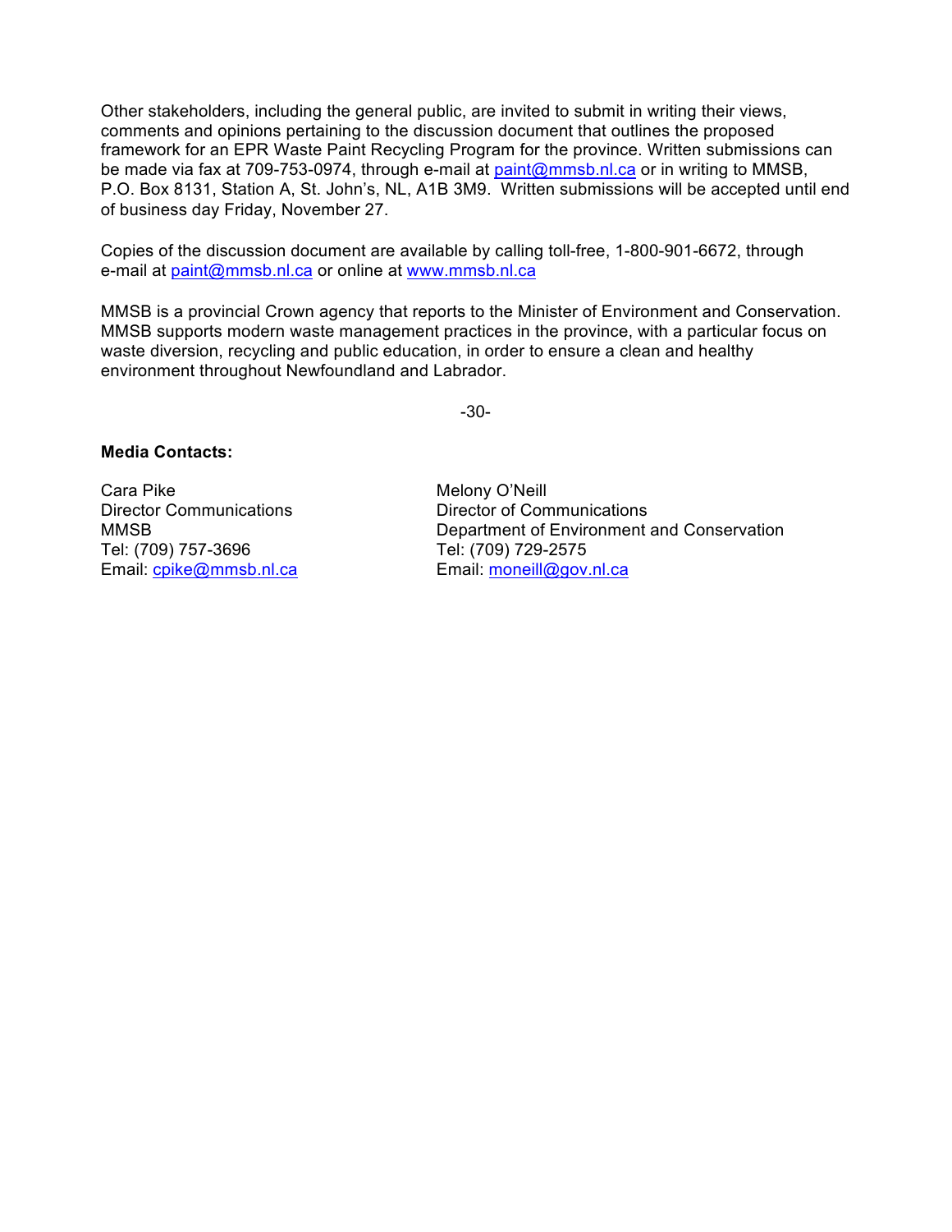Other stakeholders, including the general public, are invited to submit in writing their views, comments and opinions pertaining to the discussion document that outlines the proposed framework for an EPR Waste Paint Recycling Program for the province. Written submissions can be made via fax at 709-753-0974, through e-mail at paint@mmsb.nl.ca or in writing to MMSB, P.O. Box 8131, Station A, St. John's, NL, A1B 3M9. Written submissions will be accepted until end of business day Friday, November 27.

Copies of the discussion document are available by calling toll-free, 1-800-901-6672, through e-mail at paint@mmsb.nl.ca or online at www.mmsb.nl.ca

MMSB is a provincial Crown agency that reports to the Minister of Environment and Conservation. MMSB supports modern waste management practices in the province, with a particular focus on waste diversion, recycling and public education, in order to ensure a clean and healthy environment throughout Newfoundland and Labrador.

-30-

**Media Contacts:**

Cara Pike
Director Communications
MMSB
Tel: (709) 757-3696
Email: cpike@mmsb.nl.ca

Melony O'Neill
Director of Communications
Department of Environment and Conservation
Tel: (709) 729-2575
Email: moneill@gov.nl.ca